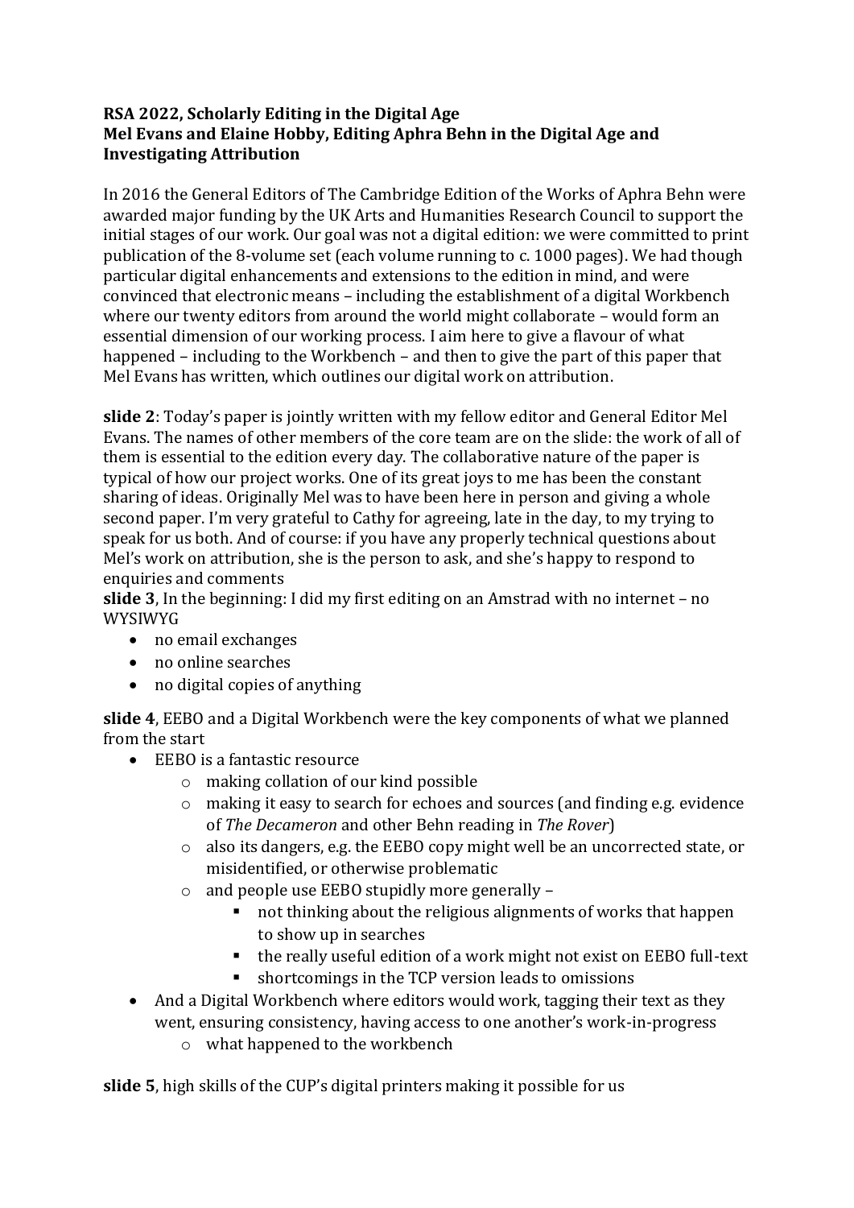**RSA 2022, Scholarly Editing in the Digital Age**
**Mel Evans and Elaine Hobby, Editing Aphra Behn in the Digital Age and Investigating Attribution**

In 2016 the General Editors of The Cambridge Edition of the Works of Aphra Behn were awarded major funding by the UK Arts and Humanities Research Council to support the initial stages of our work. Our goal was not a digital edition: we were committed to print publication of the 8-volume set (each volume running to c. 1000 pages). We had though particular digital enhancements and extensions to the edition in mind, and were convinced that electronic means – including the establishment of a digital Workbench where our twenty editors from around the world might collaborate – would form an essential dimension of our working process. I aim here to give a flavour of what happened – including to the Workbench – and then to give the part of this paper that Mel Evans has written, which outlines our digital work on attribution.

**slide 2**: Today's paper is jointly written with my fellow editor and General Editor Mel Evans. The names of other members of the core team are on the slide: the work of all of them is essential to the edition every day. The collaborative nature of the paper is typical of how our project works. One of its great joys to me has been the constant sharing of ideas. Originally Mel was to have been here in person and giving a whole second paper. I'm very grateful to Cathy for agreeing, late in the day, to my trying to speak for us both. And of course: if you have any properly technical questions about Mel's work on attribution, she is the person to ask, and she's happy to respond to enquiries and comments

**slide 3**, In the beginning: I did my first editing on an Amstrad with no internet – no WYSIWYG

- no email exchanges
- no online searches
- no digital copies of anything

**slide 4**, EEBO and a Digital Workbench were the key components of what we planned from the start

- EEBO is a fantastic resource
    - making collation of our kind possible
    - making it easy to search for echoes and sources (and finding e.g. evidence of *The Decameron* and other Behn reading in *The Rover*)
    - also its dangers, e.g. the EEBO copy might well be an uncorrected state, or misidentified, or otherwise problematic
    - and people use EEBO stupidly more generally –
        - not thinking about the religious alignments of works that happen to show up in searches
        - the really useful edition of a work might not exist on EEBO full-text
        - shortcomings in the TCP version leads to omissions
- And a Digital Workbench where editors would work, tagging their text as they went, ensuring consistency, having access to one another's work-in-progress
    - what happened to the workbench

**slide 5**, high skills of the CUP's digital printers making it possible for us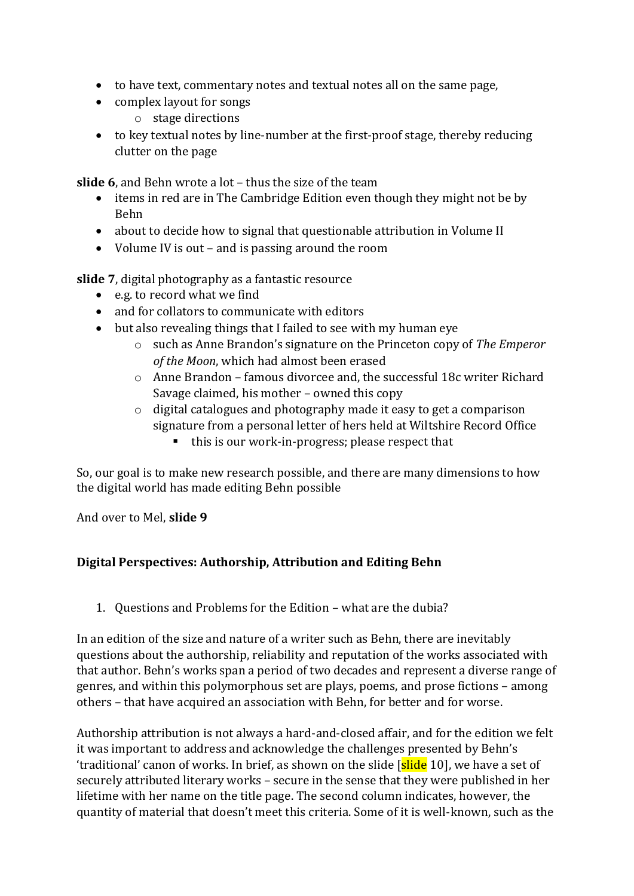- to have text, commentary notes and textual notes all on the same page,
- complex layout for songs
  - stage directions
- to key textual notes by line-number at the first-proof stage, thereby reducing clutter on the page

**slide 6**, and Behn wrote a lot – thus the size of the team

- items in red are in The Cambridge Edition even though they might not be by Behn
- about to decide how to signal that questionable attribution in Volume II
- Volume IV is out – and is passing around the room

**slide 7**, digital photography as a fantastic resource

- e.g. to record what we find
- and for collators to communicate with editors
- but also revealing things that I failed to see with my human eye
  - such as Anne Brandon's signature on the Princeton copy of *The Emperor of the Moon*, which had almost been erased
  - Anne Brandon – famous divorcee and, the successful 18c writer Richard Savage claimed, his mother – owned this copy
  - digital catalogues and photography made it easy to get a comparison signature from a personal letter of hers held at Wiltshire Record Office
    - this is our work-in-progress; please respect that

So, our goal is to make new research possible, and there are many dimensions to how the digital world has made editing Behn possible

And over to Mel, **slide 9**

**Digital Perspectives: Authorship, Attribution and Editing Behn**

1. Questions and Problems for the Edition – what are the dubia?

In an edition of the size and nature of a writer such as Behn, there are inevitably questions about the authorship, reliability and reputation of the works associated with that author. Behn's works span a period of two decades and represent a diverse range of genres, and within this polymorphous set are plays, poems, and prose fictions – among others – that have acquired an association with Behn, for better and for worse.

Authorship attribution is not always a hard-and-closed affair, and for the edition we felt it was important to address and acknowledge the challenges presented by Behn's 'traditional' canon of works. In brief, as shown on the slide [slide 10], we have a set of securely attributed literary works – secure in the sense that they were published in her lifetime with her name on the title page. The second column indicates, however, the quantity of material that doesn't meet this criteria. Some of it is well-known, such as the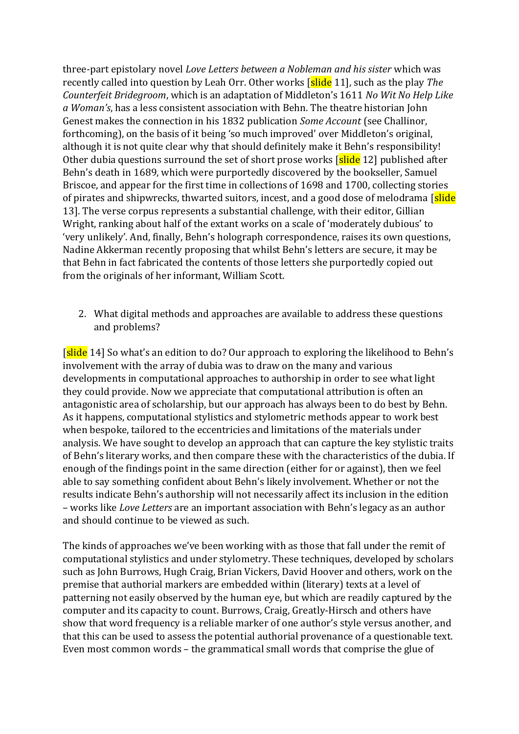three-part epistolary novel *Love Letters between a Nobleman and his sister* which was recently called into question by Leah Orr. Other works [slide 11], such as the play *The Counterfeit Bridegroom*, which is an adaptation of Middleton's 1611 *No Wit No Help Like a Woman's*, has a less consistent association with Behn. The theatre historian John Genest makes the connection in his 1832 publication *Some Account* (see Challinor, forthcoming), on the basis of it being 'so much improved' over Middleton's original, although it is not quite clear why that should definitely make it Behn's responsibility! Other dubia questions surround the set of short prose works [slide 12] published after Behn's death in 1689, which were purportedly discovered by the bookseller, Samuel Briscoe, and appear for the first time in collections of 1698 and 1700, collecting stories of pirates and shipwrecks, thwarted suitors, incest, and a good dose of melodrama [slide 13]. The verse corpus represents a substantial challenge, with their editor, Gillian Wright, ranking about half of the extant works on a scale of 'moderately dubious' to 'very unlikely'. And, finally, Behn's holograph correspondence, raises its own questions, Nadine Akkerman recently proposing that whilst Behn's letters are secure, it may be that Behn in fact fabricated the contents of those letters she purportedly copied out from the originals of her informant, William Scott.

2. What digital methods and approaches are available to address these questions and problems?

[slide 14] So what's an edition to do? Our approach to exploring the likelihood to Behn's involvement with the array of dubia was to draw on the many and various developments in computational approaches to authorship in order to see what light they could provide. Now we appreciate that computational attribution is often an antagonistic area of scholarship, but our approach has always been to do best by Behn. As it happens, computational stylistics and stylometric methods appear to work best when bespoke, tailored to the eccentricies and limitations of the materials under analysis. We have sought to develop an approach that can capture the key stylistic traits of Behn's literary works, and then compare these with the characteristics of the dubia. If enough of the findings point in the same direction (either for or against), then we feel able to say something confident about Behn's likely involvement. Whether or not the results indicate Behn's authorship will not necessarily affect its inclusion in the edition – works like *Love Letters* are an important association with Behn's legacy as an author and should continue to be viewed as such.

The kinds of approaches we've been working with as those that fall under the remit of computational stylistics and under stylometry. These techniques, developed by scholars such as John Burrows, Hugh Craig, Brian Vickers, David Hoover and others, work on the premise that authorial markers are embedded within (literary) texts at a level of patterning not easily observed by the human eye, but which are readily captured by the computer and its capacity to count. Burrows, Craig, Greatly-Hirsch and others have show that word frequency is a reliable marker of one author's style versus another, and that this can be used to assess the potential authorial provenance of a questionable text. Even most common words – the grammatical small words that comprise the glue of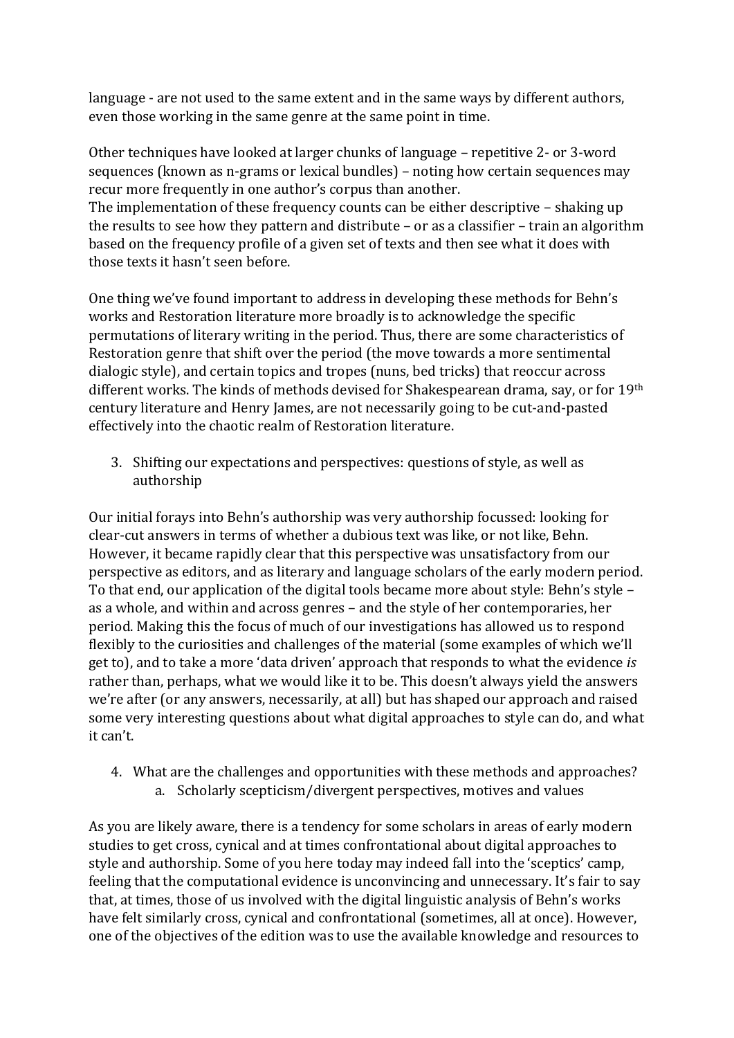language - are not used to the same extent and in the same ways by different authors, even those working in the same genre at the same point in time.

Other techniques have looked at larger chunks of language – repetitive 2- or 3-word sequences (known as n-grams or lexical bundles) – noting how certain sequences may recur more frequently in one author's corpus than another.
The implementation of these frequency counts can be either descriptive – shaking up the results to see how they pattern and distribute – or as a classifier – train an algorithm based on the frequency profile of a given set of texts and then see what it does with those texts it hasn't seen before.

One thing we've found important to address in developing these methods for Behn's works and Restoration literature more broadly is to acknowledge the specific permutations of literary writing in the period. Thus, there are some characteristics of Restoration genre that shift over the period (the move towards a more sentimental dialogic style), and certain topics and tropes (nuns, bed tricks) that reoccur across different works. The kinds of methods devised for Shakespearean drama, say, or for 19th century literature and Henry James, are not necessarily going to be cut-and-pasted effectively into the chaotic realm of Restoration literature.

3. Shifting our expectations and perspectives: questions of style, as well as authorship

Our initial forays into Behn's authorship was very authorship focussed: looking for clear-cut answers in terms of whether a dubious text was like, or not like, Behn. However, it became rapidly clear that this perspective was unsatisfactory from our perspective as editors, and as literary and language scholars of the early modern period. To that end, our application of the digital tools became more about style: Behn's style – as a whole, and within and across genres – and the style of her contemporaries, her period. Making this the focus of much of our investigations has allowed us to respond flexibly to the curiosities and challenges of the material (some examples of which we'll get to), and to take a more 'data driven' approach that responds to what the evidence *is* rather than, perhaps, what we would like it to be. This doesn't always yield the answers we're after (or any answers, necessarily, at all) but has shaped our approach and raised some very interesting questions about what digital approaches to style can do, and what it can't.

4. What are the challenges and opportunities with these methods and approaches?
    a. Scholarly scepticism/divergent perspectives, motives and values

As you are likely aware, there is a tendency for some scholars in areas of early modern studies to get cross, cynical and at times confrontational about digital approaches to style and authorship. Some of you here today may indeed fall into the 'sceptics' camp, feeling that the computational evidence is unconvincing and unnecessary. It's fair to say that, at times, those of us involved with the digital linguistic analysis of Behn's works have felt similarly cross, cynical and confrontational (sometimes, all at once). However, one of the objectives of the edition was to use the available knowledge and resources to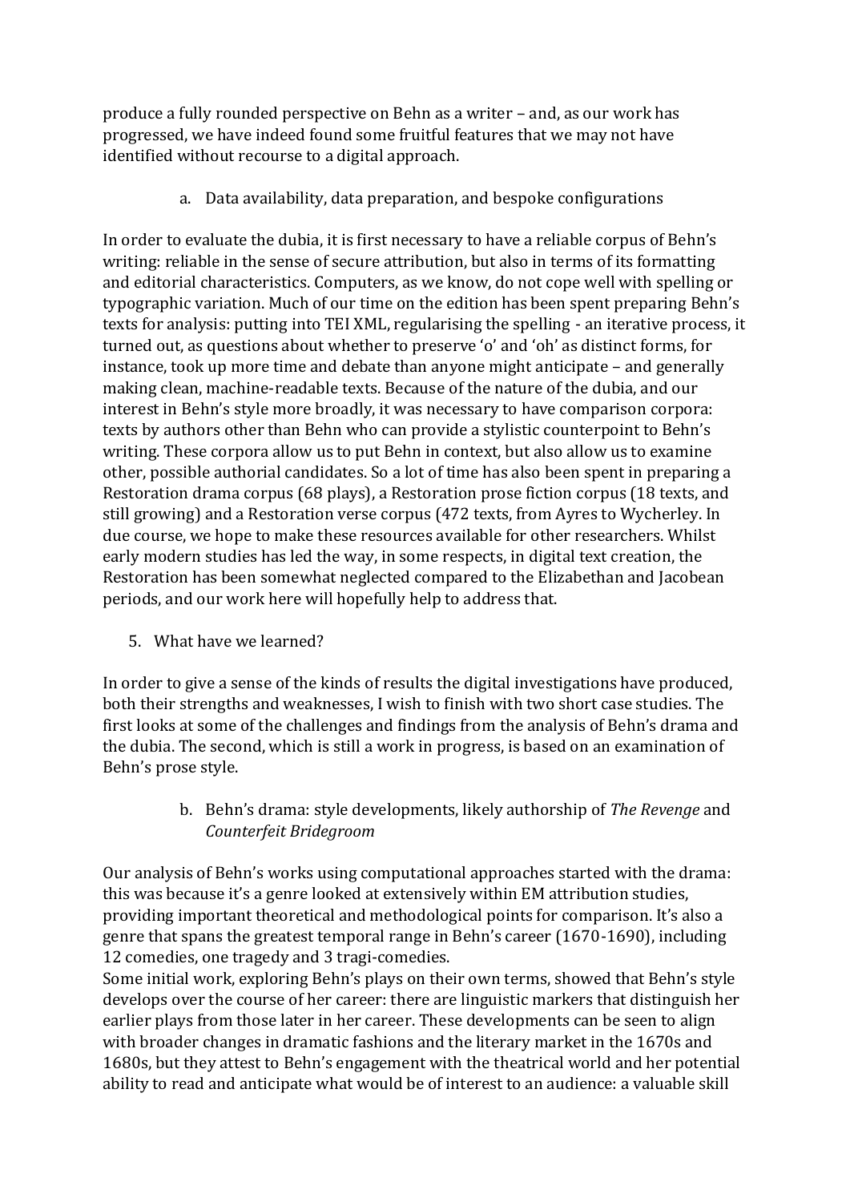produce a fully rounded perspective on Behn as a writer – and, as our work has progressed, we have indeed found some fruitful features that we may not have identified without recourse to a digital approach.

### a. Data availability, data preparation, and bespoke configurations

In order to evaluate the dubia, it is first necessary to have a reliable corpus of Behn's writing: reliable in the sense of secure attribution, but also in terms of its formatting and editorial characteristics. Computers, as we know, do not cope well with spelling or typographic variation. Much of our time on the edition has been spent preparing Behn's texts for analysis: putting into TEI XML, regularising the spelling - an iterative process, it turned out, as questions about whether to preserve 'o' and 'oh' as distinct forms, for instance, took up more time and debate than anyone might anticipate – and generally making clean, machine-readable texts. Because of the nature of the dubia, and our interest in Behn's style more broadly, it was necessary to have comparison corpora: texts by authors other than Behn who can provide a stylistic counterpoint to Behn's writing. These corpora allow us to put Behn in context, but also allow us to examine other, possible authorial candidates. So a lot of time has also been spent in preparing a Restoration drama corpus (68 plays), a Restoration prose fiction corpus (18 texts, and still growing) and a Restoration verse corpus (472 texts, from Ayres to Wycherley. In due course, we hope to make these resources available for other researchers. Whilst early modern studies has led the way, in some respects, in digital text creation, the Restoration has been somewhat neglected compared to the Elizabethan and Jacobean periods, and our work here will hopefully help to address that.

## 5. What have we learned?

In order to give a sense of the kinds of results the digital investigations have produced, both their strengths and weaknesses, I wish to finish with two short case studies. The first looks at some of the challenges and findings from the analysis of Behn's drama and the dubia. The second, which is still a work in progress, is based on an examination of Behn's prose style.

### b. Behn's drama: style developments, likely authorship of *The Revenge* and *Counterfeit Bridegroom*

Our analysis of Behn's works using computational approaches started with the drama: this was because it's a genre looked at extensively within EM attribution studies, providing important theoretical and methodological points for comparison. It's also a genre that spans the greatest temporal range in Behn's career (1670-1690), including 12 comedies, one tragedy and 3 tragi-comedies.

Some initial work, exploring Behn's plays on their own terms, showed that Behn's style develops over the course of her career: there are linguistic markers that distinguish her earlier plays from those later in her career. These developments can be seen to align with broader changes in dramatic fashions and the literary market in the 1670s and 1680s, but they attest to Behn's engagement with the theatrical world and her potential ability to read and anticipate what would be of interest to an audience: a valuable skill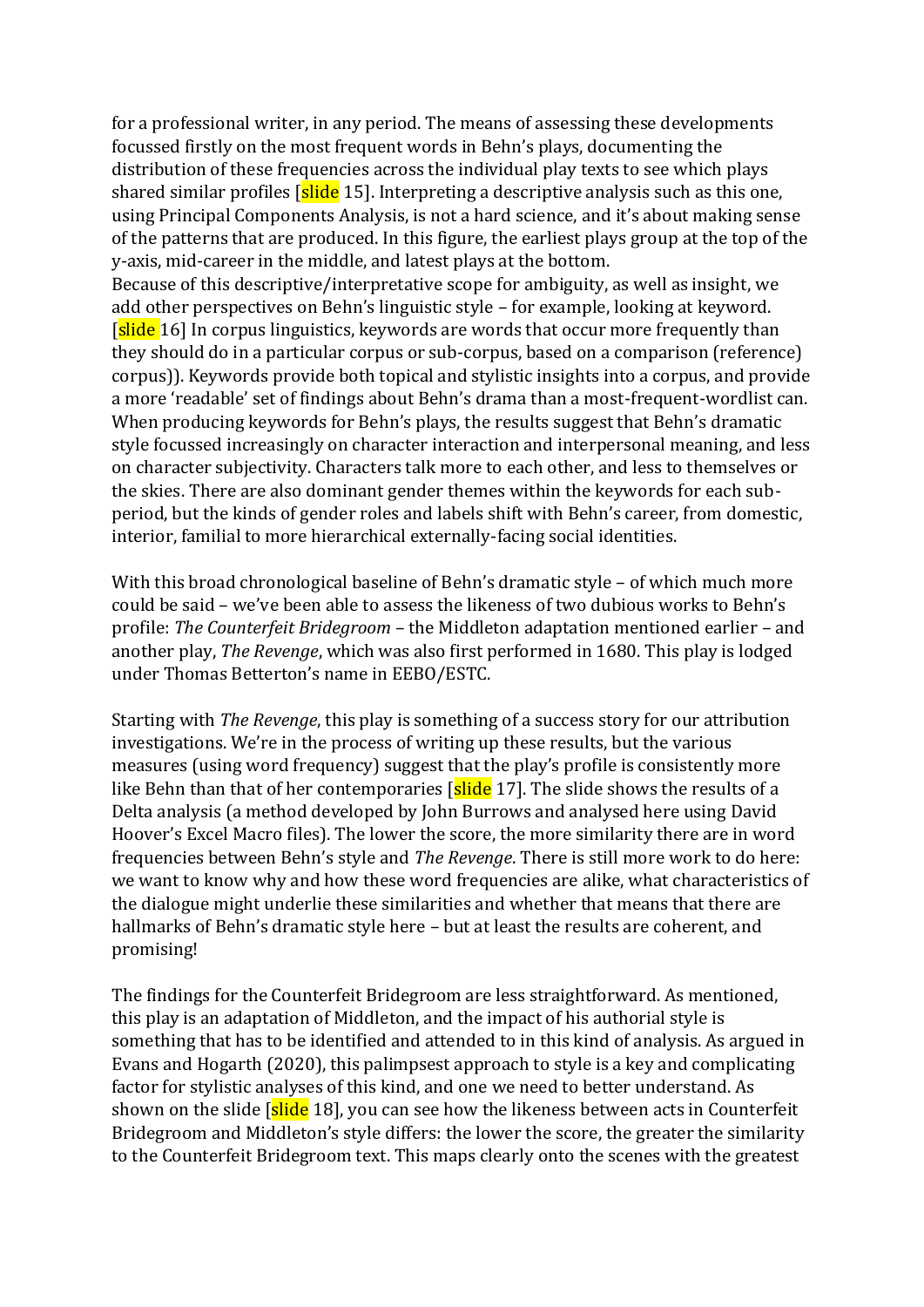for a professional writer, in any period. The means of assessing these developments focussed firstly on the most frequent words in Behn's plays, documenting the distribution of these frequencies across the individual play texts to see which plays shared similar profiles [slide 15]. Interpreting a descriptive analysis such as this one, using Principal Components Analysis, is not a hard science, and it's about making sense of the patterns that are produced. In this figure, the earliest plays group at the top of the y-axis, mid-career in the middle, and latest plays at the bottom.
Because of this descriptive/interpretative scope for ambiguity, as well as insight, we add other perspectives on Behn's linguistic style – for example, looking at keyword. [slide 16] In corpus linguistics, keywords are words that occur more frequently than they should do in a particular corpus or sub-corpus, based on a comparison (reference) corpus)). Keywords provide both topical and stylistic insights into a corpus, and provide a more 'readable' set of findings about Behn's drama than a most-frequent-wordlist can. When producing keywords for Behn's plays, the results suggest that Behn's dramatic style focussed increasingly on character interaction and interpersonal meaning, and less on character subjectivity. Characters talk more to each other, and less to themselves or the skies. There are also dominant gender themes within the keywords for each sub-period, but the kinds of gender roles and labels shift with Behn's career, from domestic, interior, familial to more hierarchical externally-facing social identities.

With this broad chronological baseline of Behn's dramatic style – of which much more could be said – we've been able to assess the likeness of two dubious works to Behn's profile: *The Counterfeit Bridegroom* – the Middleton adaptation mentioned earlier – and another play, *The Revenge*, which was also first performed in 1680. This play is lodged under Thomas Betterton's name in EEBO/ESTC.

Starting with *The Revenge*, this play is something of a success story for our attribution investigations. We're in the process of writing up these results, but the various measures (using word frequency) suggest that the play's profile is consistently more like Behn than that of her contemporaries [slide 17]. The slide shows the results of a Delta analysis (a method developed by John Burrows and analysed here using David Hoover's Excel Macro files). The lower the score, the more similarity there are in word frequencies between Behn's style and *The Revenge*. There is still more work to do here: we want to know why and how these word frequencies are alike, what characteristics of the dialogue might underlie these similarities and whether that means that there are hallmarks of Behn's dramatic style here – but at least the results are coherent, and promising!

The findings for the Counterfeit Bridegroom are less straightforward. As mentioned, this play is an adaptation of Middleton, and the impact of his authorial style is something that has to be identified and attended to in this kind of analysis. As argued in Evans and Hogarth (2020), this palimpsest approach to style is a key and complicating factor for stylistic analyses of this kind, and one we need to better understand. As shown on the slide [slide 18], you can see how the likeness between acts in Counterfeit Bridegroom and Middleton's style differs: the lower the score, the greater the similarity to the Counterfeit Bridegroom text. This maps clearly onto the scenes with the greatest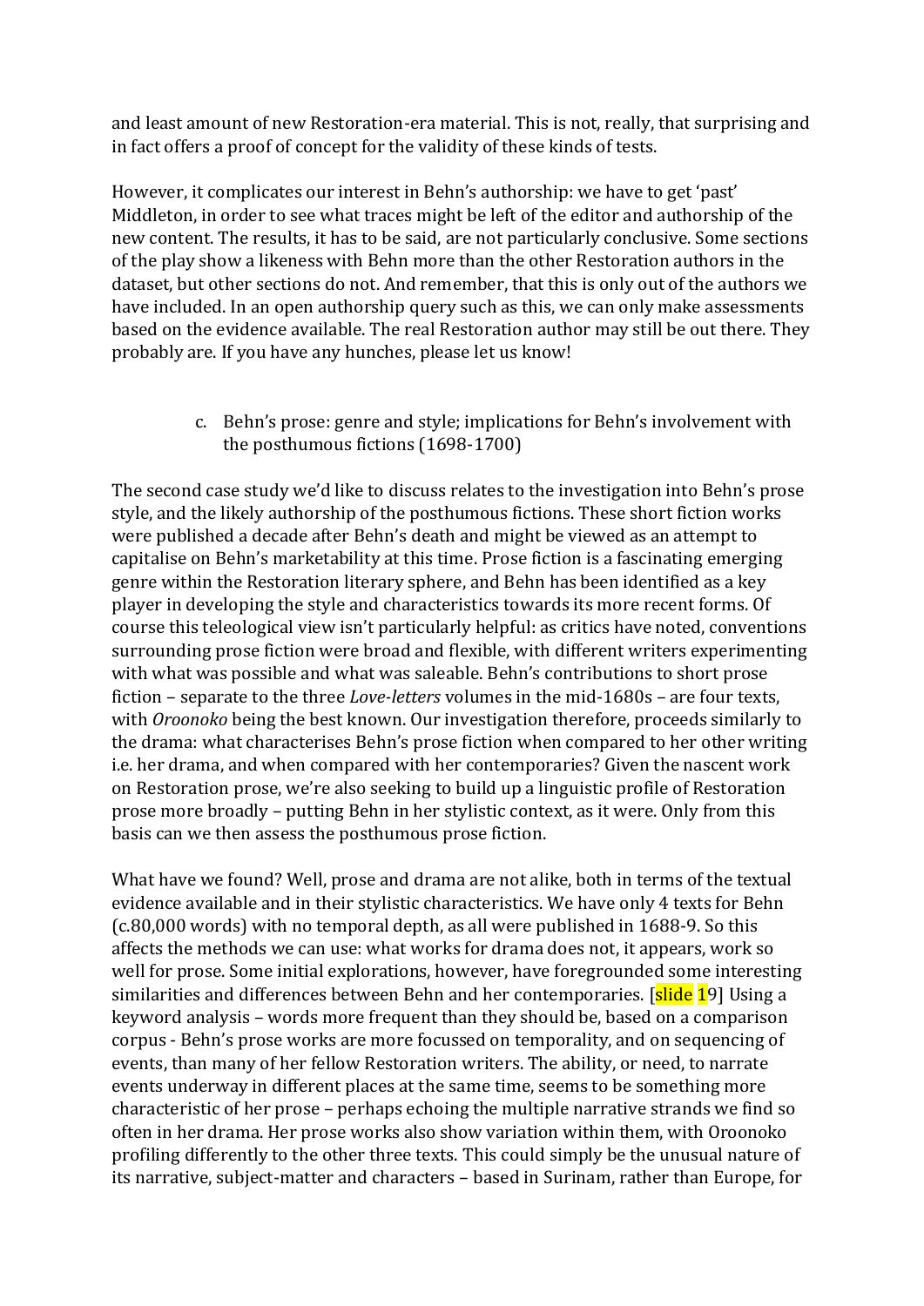and least amount of new Restoration-era material. This is not, really, that surprising and in fact offers a proof of concept for the validity of these kinds of tests.

However, it complicates our interest in Behn's authorship: we have to get 'past' Middleton, in order to see what traces might be left of the editor and authorship of the new content. The results, it has to be said, are not particularly conclusive. Some sections of the play show a likeness with Behn more than the other Restoration authors in the dataset, but other sections do not. And remember, that this is only out of the authors we have included. In an open authorship query such as this, we can only make assessments based on the evidence available. The real Restoration author may still be out there. They probably are. If you have any hunches, please let us know!

c. Behn's prose: genre and style; implications for Behn's involvement with the posthumous fictions (1698-1700)

The second case study we'd like to discuss relates to the investigation into Behn's prose style, and the likely authorship of the posthumous fictions. These short fiction works were published a decade after Behn's death and might be viewed as an attempt to capitalise on Behn's marketability at this time. Prose fiction is a fascinating emerging genre within the Restoration literary sphere, and Behn has been identified as a key player in developing the style and characteristics towards its more recent forms. Of course this teleological view isn't particularly helpful: as critics have noted, conventions surrounding prose fiction were broad and flexible, with different writers experimenting with what was possible and what was saleable. Behn's contributions to short prose fiction – separate to the three *Love-letters* volumes in the mid-1680s – are four texts, with *Oroonoko* being the best known. Our investigation therefore, proceeds similarly to the drama: what characterises Behn's prose fiction when compared to her other writing i.e. her drama, and when compared with her contemporaries? Given the nascent work on Restoration prose, we're also seeking to build up a linguistic profile of Restoration prose more broadly – putting Behn in her stylistic context, as it were. Only from this basis can we then assess the posthumous prose fiction.

What have we found? Well, prose and drama are not alike, both in terms of the textual evidence available and in their stylistic characteristics. We have only 4 texts for Behn (c.80,000 words) with no temporal depth, as all were published in 1688-9. So this affects the methods we can use: what works for drama does not, it appears, work so well for prose. Some initial explorations, however, have foregrounded some interesting similarities and differences between Behn and her contemporaries. [slide 19] Using a keyword analysis – words more frequent than they should be, based on a comparison corpus - Behn's prose works are more focussed on temporality, and on sequencing of events, than many of her fellow Restoration writers. The ability, or need, to narrate events underway in different places at the same time, seems to be something more characteristic of her prose – perhaps echoing the multiple narrative strands we find so often in her drama. Her prose works also show variation within them, with Oroonoko profiling differently to the other three texts. This could simply be the unusual nature of its narrative, subject-matter and characters – based in Surinam, rather than Europe, for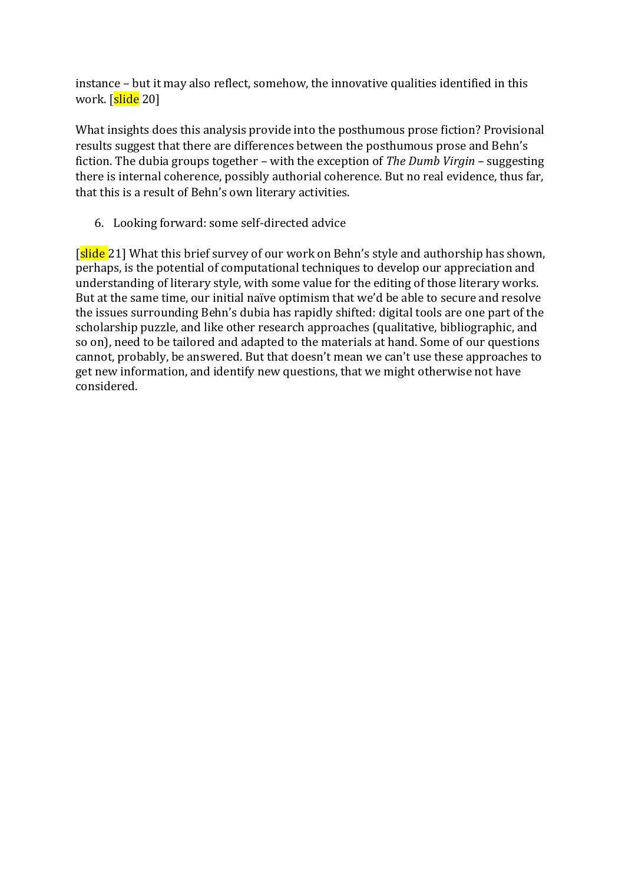instance – but it may also reflect, somehow, the innovative qualities identified in this work. [slide 20]

What insights does this analysis provide into the posthumous prose fiction? Provisional results suggest that there are differences between the posthumous prose and Behn's fiction. The dubia groups together – with the exception of *The Dumb Virgin* – suggesting there is internal coherence, possibly authorial coherence. But no real evidence, thus far, that this is a result of Behn's own literary activities.

6. Looking forward: some self-directed advice

[slide 21] What this brief survey of our work on Behn's style and authorship has shown, perhaps, is the potential of computational techniques to develop our appreciation and understanding of literary style, with some value for the editing of those literary works. But at the same time, our initial naïve optimism that we'd be able to secure and resolve the issues surrounding Behn's dubia has rapidly shifted: digital tools are one part of the scholarship puzzle, and like other research approaches (qualitative, bibliographic, and so on), need to be tailored and adapted to the materials at hand. Some of our questions cannot, probably, be answered. But that doesn't mean we can't use these approaches to get new information, and identify new questions, that we might otherwise not have considered.